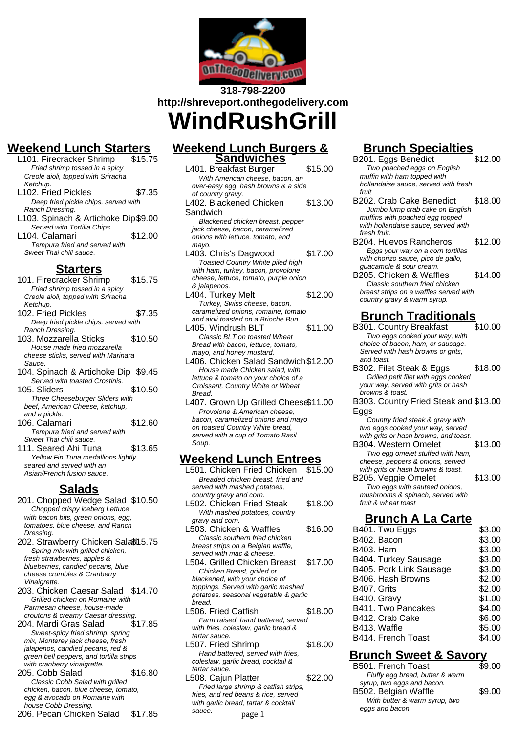318-798-2200
http://shreveport.onthegodelivery.com

# WindRushGrill

## Weekend Lunch Starters

L101. Firecracker Shrimp $15.75
*Fried shrimp tossed in a spicy Creole aioli, topped with Sriracha Ketchup.*

L102. Fried Pickles $7.35
*Deep fried pickle chips, served with Ranch Dressing.*

L103. Spinach & Artichoke Dip $9.00
*Served with Tortilla Chips.*

L104. Calamari $12.00
*Tempura fried and served with Sweet Thai chili sauce.*

## Starters

101. Firecracker Shrimp $15.75
*Fried shrimp tossed in a spicy Creole aioli, topped with Sriracha Ketchup.*

102. Fried Pickles $7.35
*Deep fried pickle chips, served with Ranch Dressing.*

103. Mozzarella Sticks $10.50
*House made fried mozzarella cheese sticks, served with Marinara Sauce.*

104. Spinach & Artichoke Dip $9.45
*Served with toasted Crostinis.*

105. Sliders $10.50
*Three Cheeseburger Sliders with beef, American Cheese, ketchup, and a pickle.*

106. Calamari $12.60
*Tempura fried and served with Sweet Thai chili sauce.*

111. Seared Ahi Tuna $13.65
*Yellow Fin Tuna medallions lightly seared and served with an Asian/French fusion sauce.*

## Salads

201. Chopped Wedge Salad $10.50
*Chopped crispy iceberg Lettuce with bacon bits, green onions, egg, tomatoes, blue cheese, and Ranch Dressing.*

202. Strawberry Chicken Salad $15.75
*Spring mix with grilled chicken, fresh strawberries, apples & blueberries, candied pecans, blue cheese crumbles & Cranberry Vinaigrette.*

203. Chicken Caesar Salad $14.70
*Grilled chicken on Romaine with Parmesan cheese, house-made croutons & creamy Caesar dressing.*

204. Mardi Gras Salad $17.85
*Sweet-spicy fried shrimp, spring mix, Monterey jack cheese, fresh jalapenos, candied pecans, red & green bell peppers, and tortilla strips with cranberry vinaigrette.*

205. Cobb Salad $16.80
*Classic Cobb Salad with grilled chicken, bacon, blue cheese, tomato, egg & avocado on Romaine with house Cobb Dressing.*

206. Pecan Chicken Salad $17.85

## Weekend Lunch Burgers & Sandwiches

L401. Breakfast Burger $15.00
*With American cheese, bacon, an over-easy egg, hash browns & a side of country gravy.*

L402. Blackened Chicken Sandwich $13.00
*Blackened chicken breast, pepper jack cheese, bacon, caramelized onions with lettuce, tomato, and mayo.*

L403. Chris's Dagwood $17.00
*Toasted Country White piled high with ham, turkey, bacon, provolone cheese, lettuce, tomato, purple onion & jalapenos.*

L404. Turkey Melt $12.00
*Turkey, Swiss cheese, bacon, caramelized onions, romaine, tomato and aioli toasted on a Brioche Bun.*

L405. Windrush BLT $11.00
*Classic BLT on toasted Wheat Bread with bacon, lettuce, tomato, mayo, and honey mustard.*

L406. Chicken Salad Sandwich $12.00
*House made Chicken salad, with lettuce & tomato on your choice of a Croissant, Country White or Wheat Bread.*

L407. Grown Up Grilled Cheese $11.00
*Provolone & American cheese, bacon, caramelized onions and mayo on toasted Country White bread, served with a cup of Tomato Basil Soup.*

## Weekend Lunch Entrees

L501. Chicken Fried Chicken $15.00
*Breaded chicken breast, fried and served with mashed potatoes, country gravy and corn.*

L502. Chicken Fried Steak $18.00
*With mashed potatoes, country gravy and corn.*

L503. Chicken & Waffles $16.00
*Classic southern fried chicken breast strips on a Belgian waffle, served with mac & cheese.*

L504. Grilled Chicken Breast $17.00
*Chicken Breast, grilled or blackened, with your choice of toppings. Served with garlic mashed potatoes, seasonal vegetable & garlic bread.*

L506. Fried Catfish $18.00
*Farm raised, hand battered, served with fries, coleslaw, garlic bread & tartar sauce.*

L507. Fried Shrimp $18.00
*Hand battered, served with fries, coleslaw, garlic bread, cocktail & tartar sauce.*

L508. Cajun Platter $22.00
*Fried large shrimp & catfish strips, fries, and red beans & rice, served with garlic bread, tartar & cocktail sauce.*

## Brunch Specialties

B201. Eggs Benedict $12.00
*Two poached eggs on English muffin with ham topped with hollandaise sauce, served with fresh fruit*

B202. Crab Cake Benedict $18.00
*Jumbo lump crab cake on English muffins with poached egg topped with hollandaise sauce, served with fresh fruit.*

B204. Huevos Rancheros $12.00
*Eggs your way on a corn tortillas with chorizo sauce, pico de gallo, guacamole & sour cream.*

B205. Chicken & Waffles $14.00
*Classic southern fried chicken breast strips on a waffles served with country gravy & warm syrup.*

## Brunch Traditionals

B301. Country Breakfast $10.00
*Two eggs cooked your way, with choice of bacon, ham, or sausage. Served with hash browns or grits, and toast.*

B302. Filet Steak & Eggs $18.00
*Grilled petit filet with eggs cooked your way, served with grits or hash browns & toast.*

B303. Country Fried Steak and Eggs $13.00
*Country fried steak & gravy with two eggs cooked your way, served with grits or hash browns, and toast.*

B304. Western Omelet $13.00
*Two egg omelet stuffed with ham, cheese, peppers & onions, served with grits or hash browns & toast.*

B205. Veggie Omelet $13.00
*Two eggs with sauteed onions, mushrooms & spinach, served with fruit & wheat toast*

## Brunch A La Carte

| Item | Price |
|---|---|
| B401. Two Eggs | $3.00 |
| B402. Bacon | $3.00 |
| B403. Ham | $3.00 |
| B404. Turkey Sausage | $3.00 |
| B405. Pork Link Sausage | $3.00 |
| B406. Hash Browns | $2.00 |
| B407. Grits | $2.00 |
| B410. Gravy | $1.00 |
| B411. Two Pancakes | $4.00 |
| B412. Crab Cake | $6.00 |
| B413. Waffle | $5.00 |
| B414. French Toast | $4.00 |

## Brunch Sweet & Savory

B501. French Toast $9.00
*Fluffy egg bread, butter & warm syrup, two eggs and bacon.*

B502. Belgian Waffle $9.00
*With butter & warm syrup, two eggs and bacon.*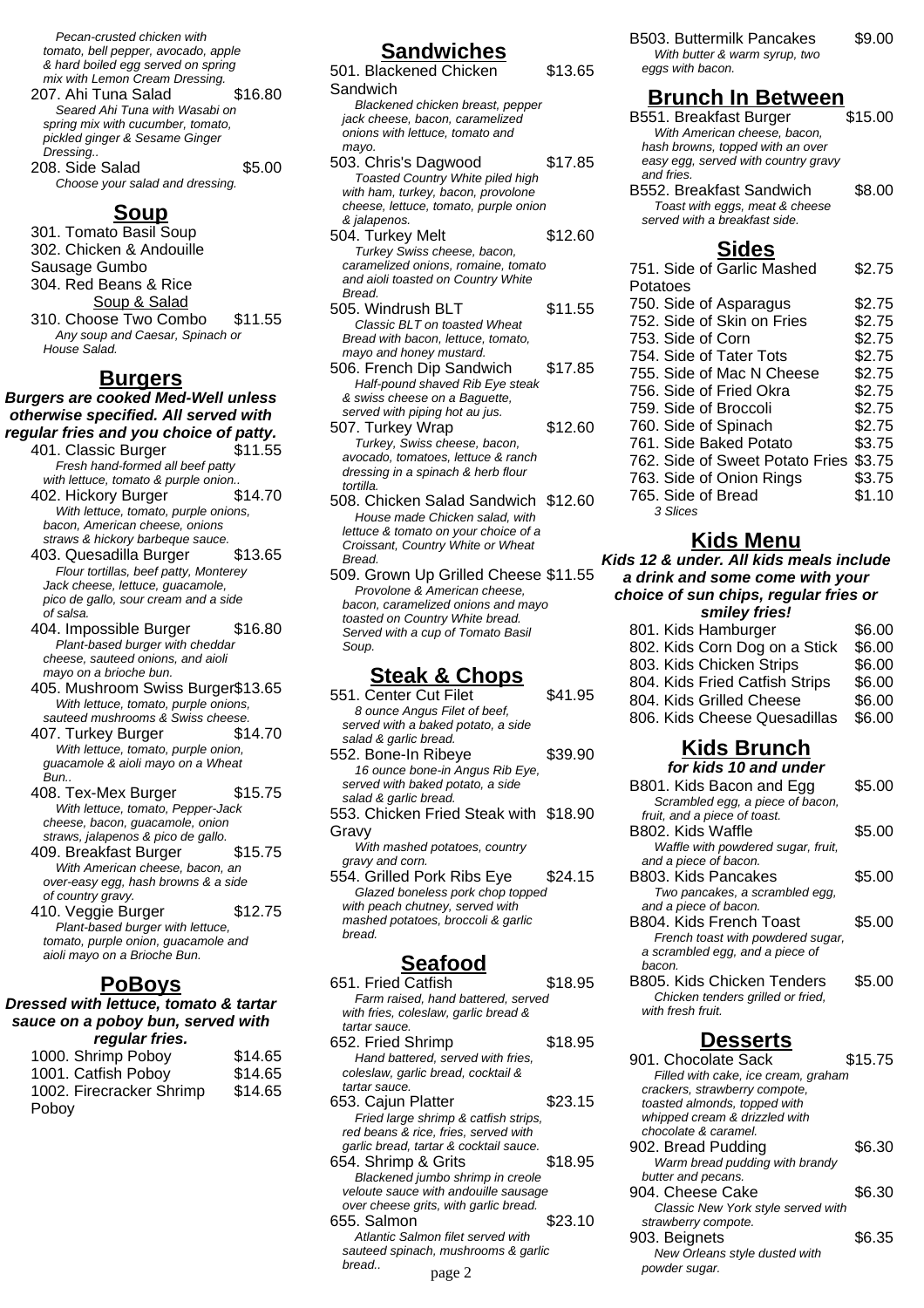*Pecan-crusted chicken with tomato, bell pepper, avocado, apple & hard boiled egg served on spring mix with Lemon Cream Dressing.*

207. Ahi Tuna Salad $16.80
*Seared Ahi Tuna with Wasabi on spring mix with cucumber, tomato, pickled ginger & Sesame Ginger Dressing..*

208. Side Salad $5.00
*Choose your salad and dressing.*

## Soup

301. Tomato Basil Soup

302. Chicken & Andouille Sausage Gumbo

304. Red Beans & Rice

Soup & Salad

310. Choose Two Combo $11.55
*Any soup and Caesar, Spinach or House Salad.*

## Burgers

***Burgers are cooked Med-Well unless otherwise specified. All served with regular fries and you choice of patty.***

401. Classic Burger $11.55
*Fresh hand-formed all beef patty with lettuce, tomato & purple onion..*

402. Hickory Burger $14.70
*With lettuce, tomato, purple onions, bacon, American cheese, onions straws & hickory barbeque sauce.*

403. Quesadilla Burger $13.65
*Flour tortillas, beef patty, Monterey Jack cheese, lettuce, guacamole, pico de gallo, sour cream and a side of salsa.*

404. Impossible Burger $16.80
*Plant-based burger with cheddar cheese, sauteed onions, and aioli mayo on a brioche bun.*

405. Mushroom Swiss Burger $13.65
*With lettuce, tomato, purple onions, sauteed mushrooms & Swiss cheese.*

407. Turkey Burger $14.70
*With lettuce, tomato, purple onion, guacamole & aioli mayo on a Wheat Bun..*

408. Tex-Mex Burger $15.75
*With lettuce, tomato, Pepper-Jack cheese, bacon, guacamole, onion straws, jalapenos & pico de gallo.*

409. Breakfast Burger $15.75
*With American cheese, bacon, an over-easy egg, hash browns & a side of country gravy.*

410. Veggie Burger $12.75
*Plant-based burger with lettuce, tomato, purple onion, guacamole and aioli mayo on a Brioche Bun.*

## PoBoys

***Dressed with lettuce, tomato & tartar sauce on a poboy bun, served with regular fries.***

1000. Shrimp Poboy $14.65

1001. Catfish Poboy $14.65

1002. Firecracker Shrimp Poboy $14.65

## Sandwiches

501. Blackened Chicken Sandwich $13.65
*Blackened chicken breast, pepper jack cheese, bacon, caramelized onions with lettuce, tomato and mayo.*

503. Chris's Dagwood $17.85
*Toasted Country White piled high with ham, turkey, bacon, provolone cheese, lettuce, tomato, purple onion & jalapenos.*

504. Turkey Melt $12.60
*Turkey Swiss cheese, bacon, caramelized onions, romaine, tomato and aioli toasted on Country White Bread.*

505. Windrush BLT $11.55
*Classic BLT on toasted Wheat Bread with bacon, lettuce, tomato, mayo and honey mustard.*

506. French Dip Sandwich $17.85
*Half-pound shaved Rib Eye steak & swiss cheese on a Baguette, served with piping hot au jus.*

507. Turkey Wrap $12.60
*Turkey, Swiss cheese, bacon, avocado, tomatoes, lettuce & ranch dressing in a spinach & herb flour tortilla.*

508. Chicken Salad Sandwich $12.60
*House made Chicken salad, with lettuce & tomato on your choice of a Croissant, Country White or Wheat Bread.*

509. Grown Up Grilled Cheese $11.55
*Provolone & American cheese, bacon, caramelized onions and mayo toasted on Country White bread. Served with a cup of Tomato Basil Soup.*

## Steak & Chops

551. Center Cut Filet $41.95
*8 ounce Angus Filet of beef, served with a baked potato, a side salad & garlic bread.*

552. Bone-In Ribeye $39.90
*16 ounce bone-in Angus Rib Eye, served with baked potato, a side salad & garlic bread.*

553. Chicken Fried Steak with Gravy $18.90
*With mashed potatoes, country gravy and corn.*

554. Grilled Pork Ribs Eye $24.15
*Glazed boneless pork chop topped with peach chutney, served with mashed potatoes, broccoli & garlic bread.*

## Seafood

651. Fried Catfish $18.95
*Farm raised, hand battered, served with fries, coleslaw, garlic bread & tartar sauce.*

652. Fried Shrimp $18.95
*Hand battered, served with fries, coleslaw, garlic bread, cocktail & tartar sauce.*

653. Cajun Platter $23.15
*Fried large shrimp & catfish strips, red beans & rice, fries, served with garlic bread, tartar & cocktail sauce.*

654. Shrimp & Grits $18.95
*Blackened jumbo shrimp in creole veloute sauce with andouille sausage over cheese grits, with garlic bread.*

655. Salmon $23.10
*Atlantic Salmon filet served with sauteed spinach, mushrooms & garlic bread..*

B503. Buttermilk Pancakes $9.00
*With butter & warm syrup, two eggs with bacon.*

## Brunch In Between

B551. Breakfast Burger $15.00
*With American cheese, bacon, hash browns, topped with an over easy egg, served with country gravy and fries.*

B552. Breakfast Sandwich $8.00
*Toast with eggs, meat & cheese served with a breakfast side.*

## Sides

| Item | Price |
|---|---|
| 751. Side of Garlic Mashed Potatoes | $2.75 |
| 750. Side of Asparagus | $2.75 |
| 752. Side of Skin on Fries | $2.75 |
| 753. Side of Corn | $2.75 |
| 754. Side of Tater Tots | $2.75 |
| 755. Side of Mac N Cheese | $2.75 |
| 756. Side of Fried Okra | $2.75 |
| 759. Side of Broccoli | $2.75 |
| 760. Side of Spinach | $2.75 |
| 761. Side Baked Potato | $3.75 |
| 762. Side of Sweet Potato Fries | $3.75 |
| 763. Side of Onion Rings | $3.75 |
| 765. Side of Bread *3 Slices* | $1.10 |

## Kids Menu

***Kids 12 & under. All kids meals include a drink and some come with your choice of sun chips, regular fries or smiley fries!***

| Item | Price |
|---|---|
| 801. Kids Hamburger | $6.00 |
| 802. Kids Corn Dog on a Stick | $6.00 |
| 803. Kids Chicken Strips | $6.00 |
| 804. Kids Fried Catfish Strips | $6.00 |
| 804. Kids Grilled Cheese | $6.00 |
| 806. Kids Cheese Quesadillas | $6.00 |

## Kids Brunch

***for kids 10 and under***

B801. Kids Bacon and Egg $5.00
*Scrambled egg, a piece of bacon, fruit, and a piece of toast.*

B802. Kids Waffle $5.00
*Waffle with powdered sugar, fruit, and a piece of bacon.*

B803. Kids Pancakes $5.00
*Two pancakes, a scrambled egg, and a piece of bacon.*

B804. Kids French Toast $5.00
*French toast with powdered sugar, a scrambled egg, and a piece of bacon.*

B805. Kids Chicken Tenders $5.00
*Chicken tenders grilled or fried, with fresh fruit.*

## Desserts

901. Chocolate Sack $15.75
*Filled with cake, ice cream, graham crackers, strawberry compote, toasted almonds, topped with whipped cream & drizzled with chocolate & caramel.*

902. Bread Pudding $6.30
*Warm bread pudding with brandy butter and pecans.*

904. Cheese Cake $6.30
*Classic New York style served with strawberry compote.*

903. Beignets $6.35
*New Orleans style dusted with powder sugar.*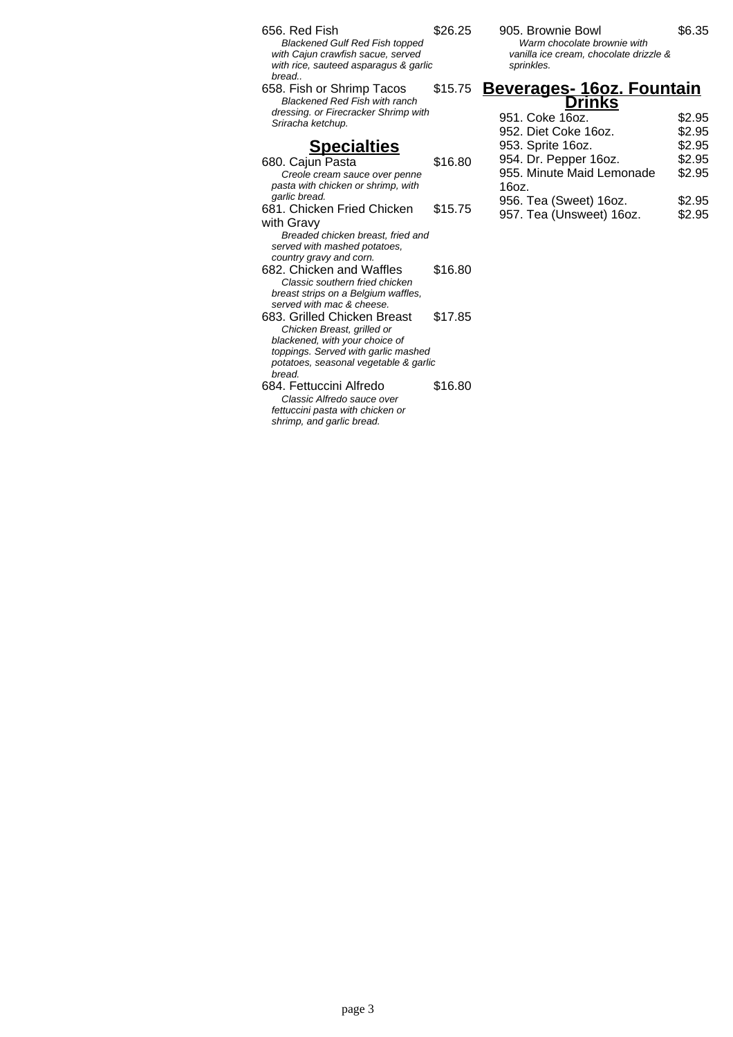656. Red Fish $26.25
*Blackened Gulf Red Fish topped with Cajun crawfish sacue, served with rice, sauteed asparagus & garlic bread..*

658. Fish or Shrimp Tacos $15.75
*Blackened Red Fish with ranch dressing. or Firecracker Shrimp with Sriracha ketchup.*

## Specialties

680. Cajun Pasta $16.80
*Creole cream sauce over penne pasta with chicken or shrimp, with garlic bread.*

681. Chicken Fried Chicken with Gravy $15.75
*Breaded chicken breast, fried and served with mashed potatoes, country gravy and corn.*

682. Chicken and Waffles $16.80
*Classic southern fried chicken breast strips on a Belgium waffles, served with mac & cheese.*

683. Grilled Chicken Breast $17.85
*Chicken Breast, grilled or blackened, with your choice of toppings. Served with garlic mashed potatoes, seasonal vegetable & garlic bread.*

684. Fettuccini Alfredo $16.80
*Classic Alfredo sauce over fettuccini pasta with chicken or shrimp, and garlic bread.*

905. Brownie Bowl $6.35
*Warm chocolate brownie with vanilla ice cream, chocolate drizzle & sprinkles.*

## Beverages- 16oz. Fountain Drinks

951. Coke 16oz. $2.95
952. Diet Coke 16oz. $2.95
953. Sprite 16oz. $2.95
954. Dr. Pepper 16oz. $2.95
955. Minute Maid Lemonade 16oz. $2.95
956. Tea (Sweet) 16oz. $2.95
957. Tea (Unsweet) 16oz. $2.95